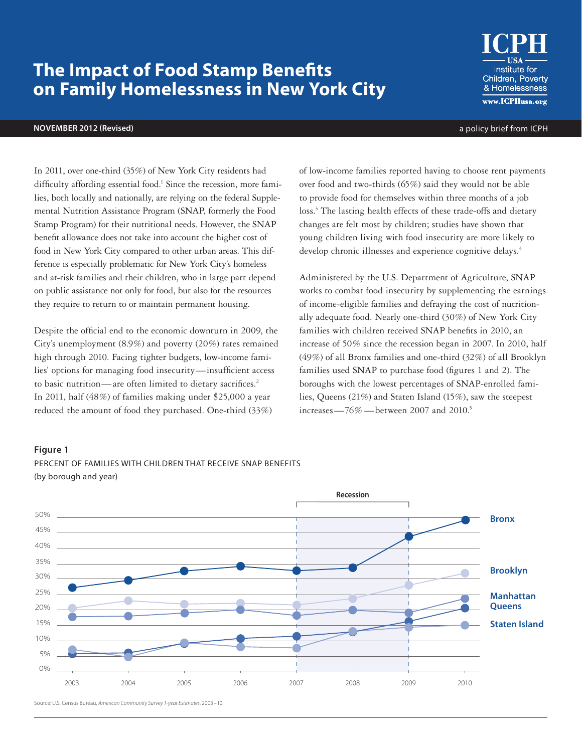# The Impact of Food Stamp Benefits on Family Homelessness in New York City

ICPH USA Institute for Children, Poverty & Homelessness www.ICPHusa.org

**NOVEMBER 2012 (Revised)**

a policy brief from ICPH

In 2011, over one-third (35%) of New York City residents had difficulty affording essential food.[1] Since the recession, more families, both locally and nationally, are relying on the federal Supplemental Nutrition Assistance Program (SNAP, formerly the Food Stamp Program) for their nutritional needs. However, the SNAP benefit allowance does not take into account the higher cost of food in New York City compared to other urban areas. This difference is especially problematic for New York City's homeless and at-risk families and their children, who in large part depend on public assistance not only for food, but also for the resources they require to return to or maintain permanent housing.

Despite the official end to the economic downturn in 2009, the City's unemployment (8.9%) and poverty (20%) rates remained high through 2010. Facing tighter budgets, low-income families' options for managing food insecurity—insufficient access to basic nutrition—are often limited to dietary sacrifices.[2] In 2011, half (48%) of families making under $25,000 a year reduced the amount of food they purchased. One-third (33%) of low-income families reported having to choose rent payments over food and two-thirds (65%) said they would not be able to provide food for themselves within three months of a job loss.[3] The lasting health effects of these trade-offs and dietary changes are felt most by children; studies have shown that young children living with food insecurity are more likely to develop chronic illnesses and experience cognitive delays.[4]

Administered by the U.S. Department of Agriculture, SNAP works to combat food insecurity by supplementing the earnings of income-eligible families and defraying the cost of nutritionally adequate food. Nearly one-third (30%) of New York City families with children received SNAP benefits in 2010, an increase of 50% since the recession began in 2007. In 2010, half (49%) of all Bronx families and one-third (32%) of all Brooklyn families used SNAP to purchase food (figures 1 and 2). The boroughs with the lowest percentages of SNAP-enrolled families, Queens (21%) and Staten Island (15%), saw the steepest increases—76%—between 2007 and 2010.[5]

**Figure 1**

PERCENT OF FAMILIES WITH CHILDREN THAT RECEIVE SNAP BENEFITS (by borough and year)

Source: U.S. Census Bureau, *American Community Survey 1-year Estimates*, 2003–10.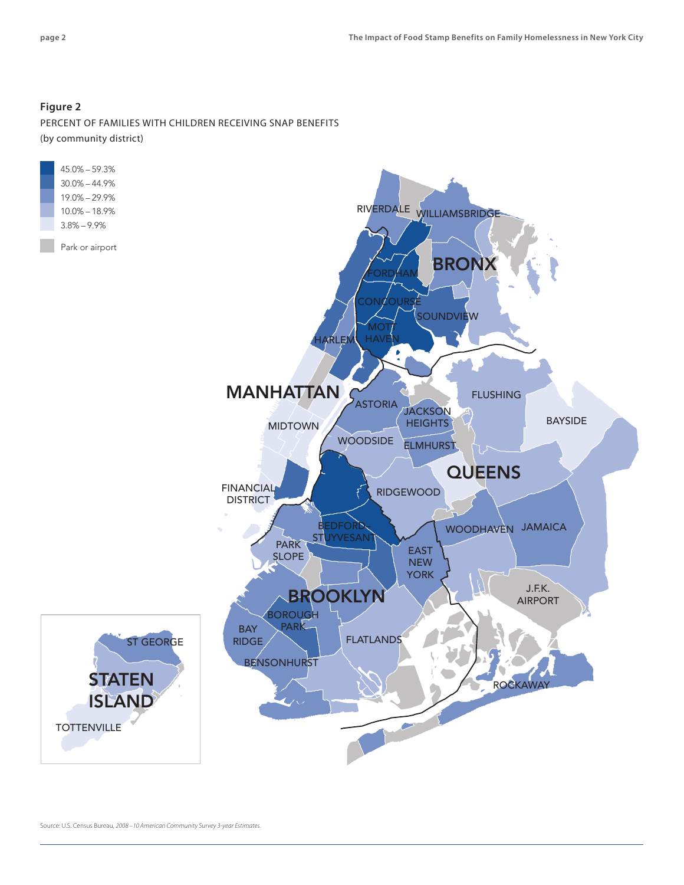**Figure 2**

PERCENT OF FAMILIES WITH CHILDREN RECEIVING SNAP BENEFITS
(by community district)

- 45.0% – 59.3%
- 30.0% – 44.9%
- 19.0% – 29.9%
- 10.0% – 18.9%
- 3.8% – 9.9%
- Park or airport

Source: U.S. Census Bureau, *2008 – 10 American Community Survey 3-year Estimates.*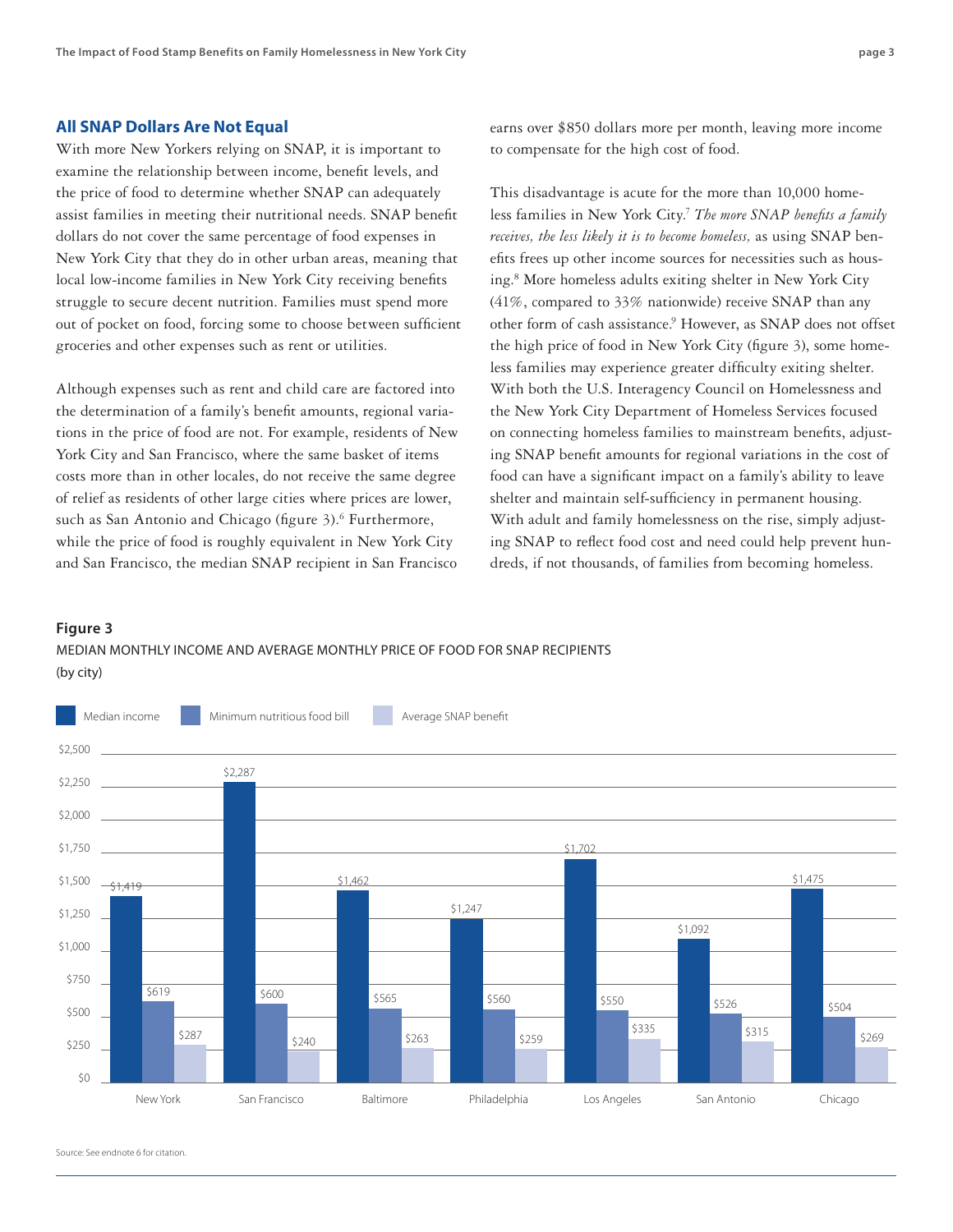## All SNAP Dollars Are Not Equal

With more New Yorkers relying on SNAP, it is important to examine the relationship between income, benefit levels, and the price of food to determine whether SNAP can adequately assist families in meeting their nutritional needs. SNAP benefit dollars do not cover the same percentage of food expenses in New York City that they do in other urban areas, meaning that local low-income families in New York City receiving benefits struggle to secure decent nutrition. Families must spend more out of pocket on food, forcing some to choose between sufficient groceries and other expenses such as rent or utilities.

Although expenses such as rent and child care are factored into the determination of a family's benefit amounts, regional variations in the price of food are not. For example, residents of New York City and San Francisco, where the same basket of items costs more than in other locales, do not receive the same degree of relief as residents of other large cities where prices are lower, such as San Antonio and Chicago (figure 3).[6] Furthermore, while the price of food is roughly equivalent in New York City and San Francisco, the median SNAP recipient in San Francisco earns over $850 dollars more per month, leaving more income to compensate for the high cost of food.

This disadvantage is acute for the more than 10,000 homeless families in New York City.[7] *The more SNAP benefits a family receives, the less likely it is to become homeless,* as using SNAP benefits frees up other income sources for necessities such as housing.[8] More homeless adults exiting shelter in New York City (41%, compared to 33% nationwide) receive SNAP than any other form of cash assistance.[9] However, as SNAP does not offset the high price of food in New York City (figure 3), some homeless families may experience greater difficulty exiting shelter. With both the U.S. Interagency Council on Homelessness and the New York City Department of Homeless Services focused on connecting homeless families to mainstream benefits, adjusting SNAP benefit amounts for regional variations in the cost of food can have a significant impact on a family's ability to leave shelter and maintain self-sufficiency in permanent housing. With adult and family homelessness on the rise, simply adjusting SNAP to reflect food cost and need could help prevent hundreds, if not thousands, of families from becoming homeless.

**Figure 3**

MEDIAN MONTHLY INCOME AND AVERAGE MONTHLY PRICE OF FOOD FOR SNAP RECIPIENTS (by city)

| City | Median income | Minimum nutritious food bill | Average SNAP benefit |
|---|---|---|---|
| New York | $1,419 | $619 | $287 |
| San Francisco | $2,287 | $600 | $240 |
| Baltimore | $1,462 | $565 | $263 |
| Philadelphia | $1,247 | $560 | $259 |
| Los Angeles | $1,702 | $550 | $335 |
| San Antonio | $1,092 | $526 | $315 |
| Chicago | $1,475 | $504 | $269 |

Source: See endnote 6 for citation.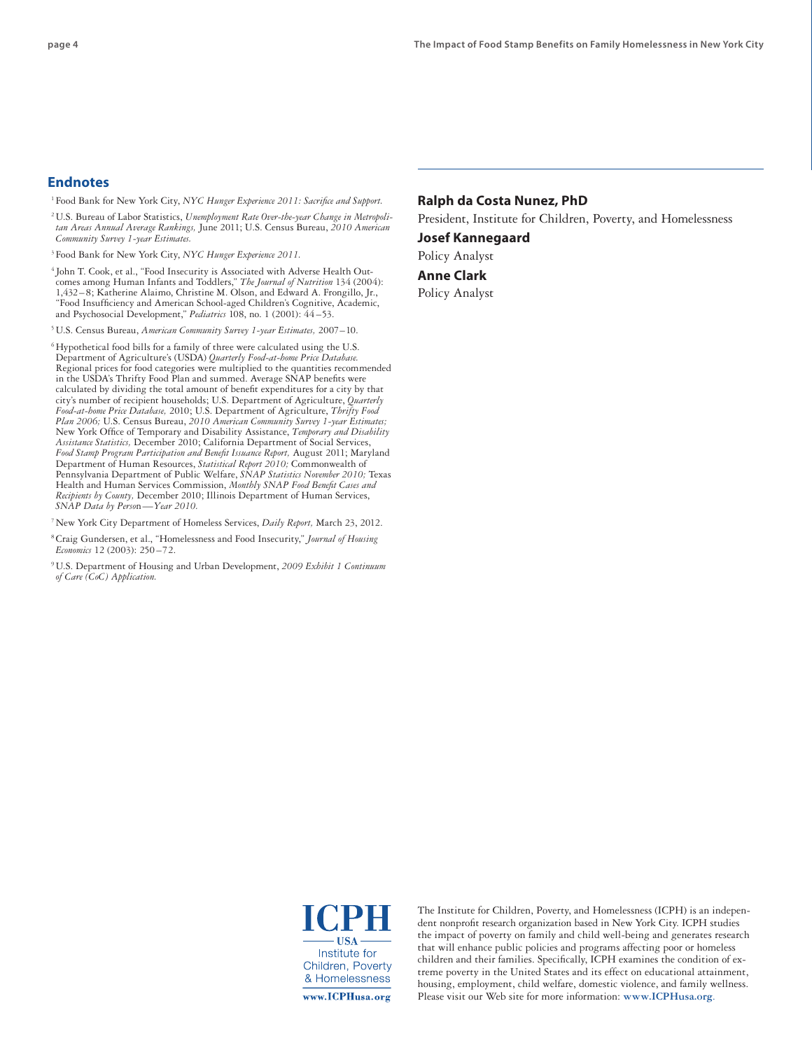## Endnotes

[1] Food Bank for New York City, *NYC Hunger Experience 2011: Sacrifice and Support.*

[2] U.S. Bureau of Labor Statistics, *Unemployment Rate Over-the-year Change in Metropolitan Areas Annual Average Rankings,* June 2011; U.S. Census Bureau, *2010 American Community Survey 1-year Estimates.*

[3] Food Bank for New York City, *NYC Hunger Experience 2011.*

[4] John T. Cook, et al., "Food Insecurity is Associated with Adverse Health Outcomes among Human Infants and Toddlers," *The Journal of Nutrition* 134 (2004): 1,432–8; Katherine Alaimo, Christine M. Olson, and Edward A. Frongillo, Jr., "Food Insufficiency and American School-aged Children's Cognitive, Academic, and Psychosocial Development," *Pediatrics* 108, no. 1 (2001): 44–53.

[5] U.S. Census Bureau, *American Community Survey 1-year Estimates,* 2007–10.

[6] Hypothetical food bills for a family of three were calculated using the U.S. Department of Agriculture's (USDA) *Quarterly Food-at-home Price Database.* Regional prices for food categories were multiplied to the quantities recommended in the USDA's Thrifty Food Plan and summed. Average SNAP benefits were calculated by dividing the total amount of benefit expenditures for a city by that city's number of recipient households; U.S. Department of Agriculture, *Quarterly Food-at-home Price Database,* 2010; U.S. Department of Agriculture, *Thrifty Food Plan 2006;* U.S. Census Bureau, *2010 American Community Survey 1-year Estimates;* New York Office of Temporary and Disability Assistance, *Temporary and Disability Assistance Statistics,* December 2010; California Department of Social Services, *Food Stamp Program Participation and Benefit Issuance Report,* August 2011; Maryland Department of Human Resources, *Statistical Report 2010;* Commonwealth of Pennsylvania Department of Public Welfare, *SNAP Statistics November 2010;* Texas Health and Human Services Commission, *Monthly SNAP Food Benefit Cases and Recipients by County,* December 2010; Illinois Department of Human Services, *SNAP Data by Person—Year 2010.*

[7] New York City Department of Homeless Services, *Daily Report,* March 23, 2012.

[8] Craig Gundersen, et al., "Homelessness and Food Insecurity," *Journal of Housing Economics* 12 (2003): 250–72.

[9] U.S. Department of Housing and Urban Development, *2009 Exhibit 1 Continuum of Care (CoC) Application.*

**Ralph da Costa Nunez, PhD**
President, Institute for Children, Poverty, and Homelessness

**Josef Kannegaard**
Policy Analyst

**Anne Clark**
Policy Analyst

ICPH USA
Institute for Children, Poverty & Homelessness
www.ICPHusa.org

The Institute for Children, Poverty, and Homelessness (ICPH) is an independent nonprofit research organization based in New York City. ICPH studies the impact of poverty on family and child well-being and generates research that will enhance public policies and programs affecting poor or homeless children and their families. Specifically, ICPH examines the condition of extreme poverty in the United States and its effect on educational attainment, housing, employment, child welfare, domestic violence, and family wellness. Please visit our Web site for more information: www.ICPHusa.org.